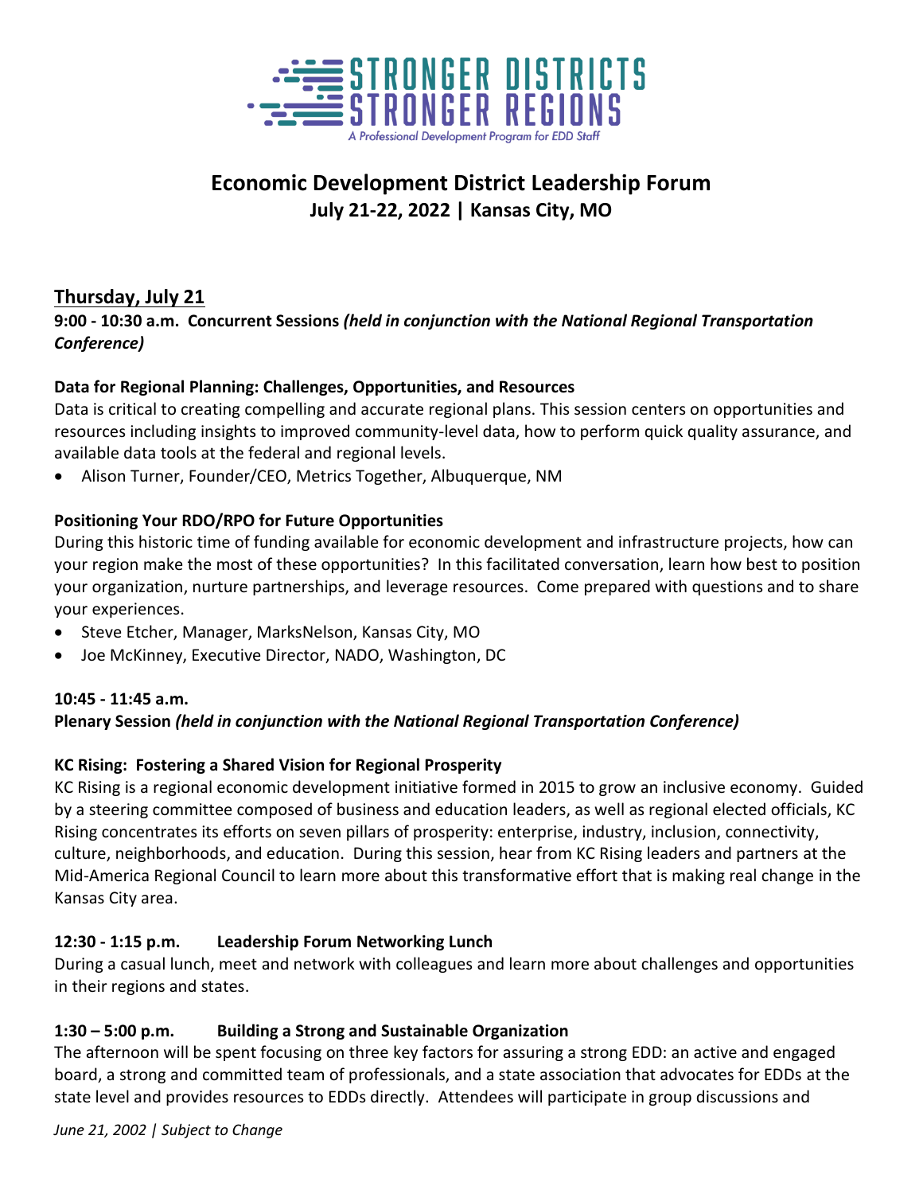STRONGER DISTRICTS
STRONGER REGIONS
*A Professional Development Program for EDD Staff*

# Economic Development District Leadership Forum

**July 21-22, 2022 | Kansas City, MO**

## Thursday, July 21

**9:00 - 10:30 a.m. Concurrent Sessions** ***(held in conjunction with the National Regional Transportation Conference)***

**Data for Regional Planning: Challenges, Opportunities, and Resources**

Data is critical to creating compelling and accurate regional plans. This session centers on opportunities and resources including insights to improved community-level data, how to perform quick quality assurance, and available data tools at the federal and regional levels.

- Alison Turner, Founder/CEO, Metrics Together, Albuquerque, NM

**Positioning Your RDO/RPO for Future Opportunities**

During this historic time of funding available for economic development and infrastructure projects, how can your region make the most of these opportunities? In this facilitated conversation, learn how best to position your organization, nurture partnerships, and leverage resources. Come prepared with questions and to share your experiences.

- Steve Etcher, Manager, MarksNelson, Kansas City, MO
- Joe McKinney, Executive Director, NADO, Washington, DC

**10:45 - 11:45 a.m.**

**Plenary Session** ***(held in conjunction with the National Regional Transportation Conference)***

**KC Rising: Fostering a Shared Vision for Regional Prosperity**

KC Rising is a regional economic development initiative formed in 2015 to grow an inclusive economy. Guided by a steering committee composed of business and education leaders, as well as regional elected officials, KC Rising concentrates its efforts on seven pillars of prosperity: enterprise, industry, inclusion, connectivity, culture, neighborhoods, and education. During this session, hear from KC Rising leaders and partners at the Mid-America Regional Council to learn more about this transformative effort that is making real change in the Kansas City area.

**12:30 - 1:15 p.m. Leadership Forum Networking Lunch**

During a casual lunch, meet and network with colleagues and learn more about challenges and opportunities in their regions and states.

**1:30 – 5:00 p.m. Building a Strong and Sustainable Organization**

The afternoon will be spent focusing on three key factors for assuring a strong EDD: an active and engaged board, a strong and committed team of professionals, and a state association that advocates for EDDs at the state level and provides resources to EDDs directly. Attendees will participate in group discussions and

*June 21, 2002 | Subject to Change*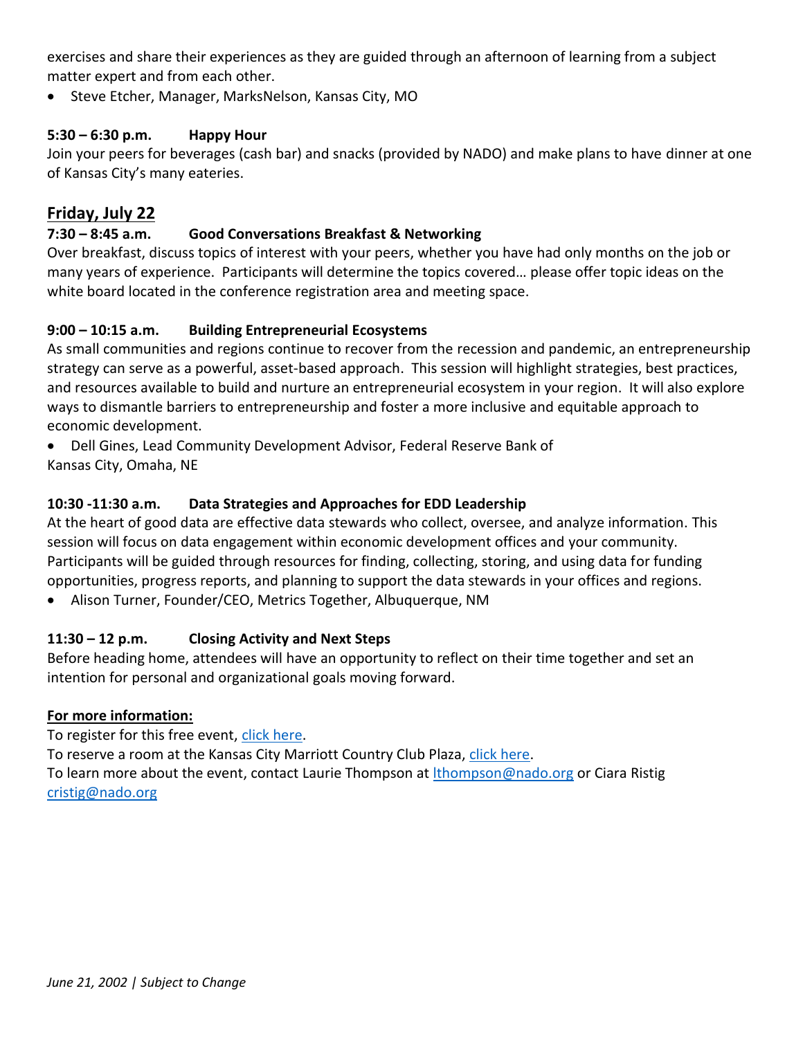exercises and share their experiences as they are guided through an afternoon of learning from a subject matter expert and from each other.

- Steve Etcher, Manager, MarksNelson, Kansas City, MO

**5:30 – 6:30 p.m. Happy Hour**

Join your peers for beverages (cash bar) and snacks (provided by NADO) and make plans to have dinner at one of Kansas City's many eateries.

## Friday, July 22

**7:30 – 8:45 a.m. Good Conversations Breakfast & Networking**

Over breakfast, discuss topics of interest with your peers, whether you have had only months on the job or many years of experience. Participants will determine the topics covered… please offer topic ideas on the white board located in the conference registration area and meeting space.

**9:00 – 10:15 a.m. Building Entrepreneurial Ecosystems**

As small communities and regions continue to recover from the recession and pandemic, an entrepreneurship strategy can serve as a powerful, asset-based approach. This session will highlight strategies, best practices, and resources available to build and nurture an entrepreneurial ecosystem in your region. It will also explore ways to dismantle barriers to entrepreneurship and foster a more inclusive and equitable approach to economic development.

- Dell Gines, Lead Community Development Advisor, Federal Reserve Bank of Kansas City, Omaha, NE

**10:30 -11:30 a.m. Data Strategies and Approaches for EDD Leadership**

At the heart of good data are effective data stewards who collect, oversee, and analyze information. This session will focus on data engagement within economic development offices and your community. Participants will be guided through resources for finding, collecting, storing, and using data for funding opportunities, progress reports, and planning to support the data stewards in your offices and regions.

- Alison Turner, Founder/CEO, Metrics Together, Albuquerque, NM

**11:30 – 12 p.m. Closing Activity and Next Steps**

Before heading home, attendees will have an opportunity to reflect on their time together and set an intention for personal and organizational goals moving forward.

**For more information:**

To register for this free event, click here.
To reserve a room at the Kansas City Marriott Country Club Plaza, click here.
To learn more about the event, contact Laurie Thompson at lthompson@nado.org or Ciara Ristig cristig@nado.org

*June 21, 2002 | Subject to Change*